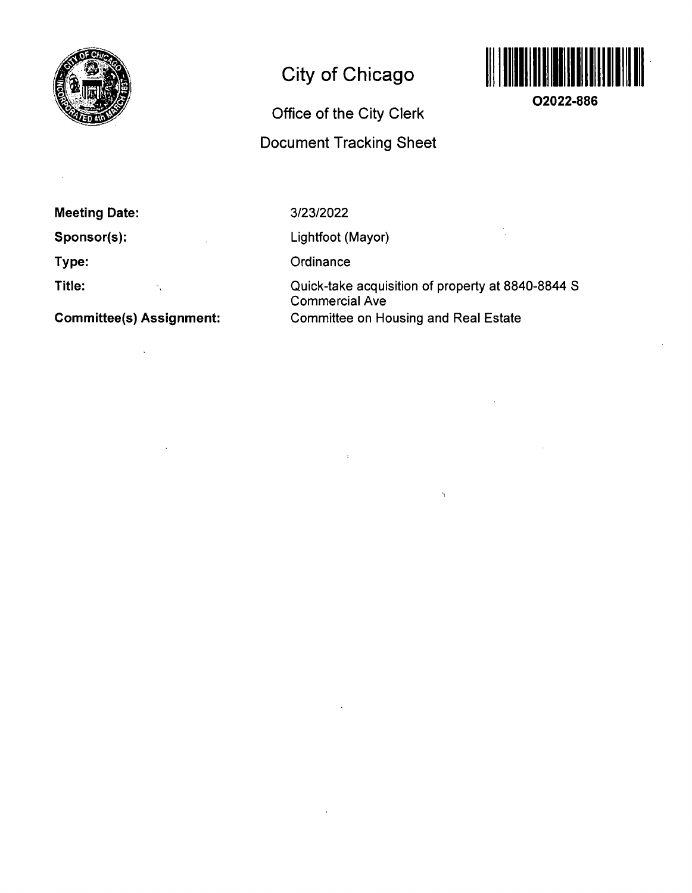# City of Chicago

## Office of the City Clerk

## Document Tracking Sheet

**O2022-886**

**Meeting Date:** 3/23/2022

**Sponsor(s):** Lightfoot (Mayor)

**Type:** Ordinance

**Title:** Quick-take acquisition of property at 8840-8844 S Commercial Ave

**Committee(s) Assignment:** Committee on Housing and Real Estate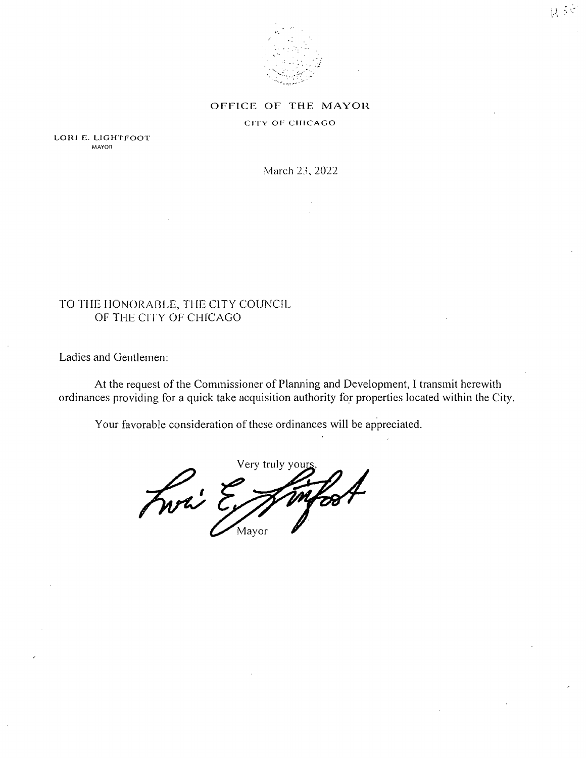OFFICE OF THE MAYOR

CITY OF CHICAGO

LORI E. LIGHTFOOT
MAYOR

March 23, 2022

TO THE HONORABLE, THE CITY COUNCIL
OF THE CITY OF CHICAGO

Ladies and Gentlemen:

At the request of the Commissioner of Planning and Development, I transmit herewith ordinances providing for a quick take acquisition authority for properties located within the City.

Your favorable consideration of these ordinances will be appreciated.

Very truly yours,

Mayor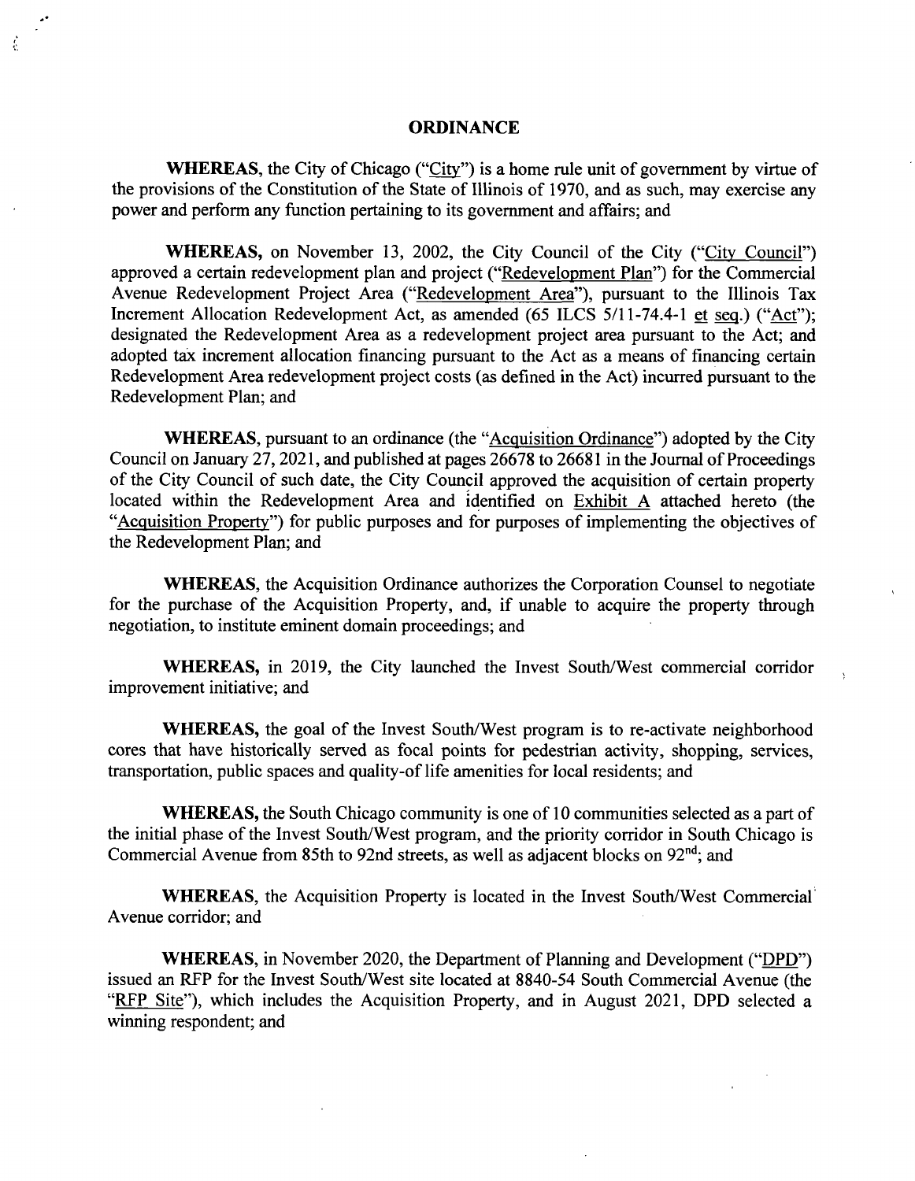# ORDINANCE

**WHEREAS**, the City of Chicago ("City") is a home rule unit of government by virtue of the provisions of the Constitution of the State of Illinois of 1970, and as such, may exercise any power and perform any function pertaining to its government and affairs; and

**WHEREAS,** on November 13, 2002, the City Council of the City ("City Council") approved a certain redevelopment plan and project ("Redevelopment Plan") for the Commercial Avenue Redevelopment Project Area ("Redevelopment Area"), pursuant to the Illinois Tax Increment Allocation Redevelopment Act, as amended (65 ILCS 5/11-74.4-1 et seq.) ("Act"); designated the Redevelopment Area as a redevelopment project area pursuant to the Act; and adopted tax increment allocation financing pursuant to the Act as a means of financing certain Redevelopment Area redevelopment project costs (as defined in the Act) incurred pursuant to the Redevelopment Plan; and

**WHEREAS**, pursuant to an ordinance (the "Acquisition Ordinance") adopted by the City Council on January 27, 2021, and published at pages 26678 to 26681 in the Journal of Proceedings of the City Council of such date, the City Council approved the acquisition of certain property located within the Redevelopment Area and identified on Exhibit A attached hereto (the "Acquisition Property") for public purposes and for purposes of implementing the objectives of the Redevelopment Plan; and

**WHEREAS**, the Acquisition Ordinance authorizes the Corporation Counsel to negotiate for the purchase of the Acquisition Property, and, if unable to acquire the property through negotiation, to institute eminent domain proceedings; and

**WHEREAS,** in 2019, the City launched the Invest South/West commercial corridor improvement initiative; and

**WHEREAS,** the goal of the Invest South/West program is to re-activate neighborhood cores that have historically served as focal points for pedestrian activity, shopping, services, transportation, public spaces and quality-of life amenities for local residents; and

**WHEREAS,** the South Chicago community is one of 10 communities selected as a part of the initial phase of the Invest South/West program, and the priority corridor in South Chicago is Commercial Avenue from 85th to 92nd streets, as well as adjacent blocks on 92nd; and

**WHEREAS,** the Acquisition Property is located in the Invest South/West Commercial Avenue corridor; and

**WHEREAS,** in November 2020, the Department of Planning and Development ("DPD") issued an RFP for the Invest South/West site located at 8840-54 South Commercial Avenue (the "RFP Site"), which includes the Acquisition Property, and in August 2021, DPD selected a winning respondent; and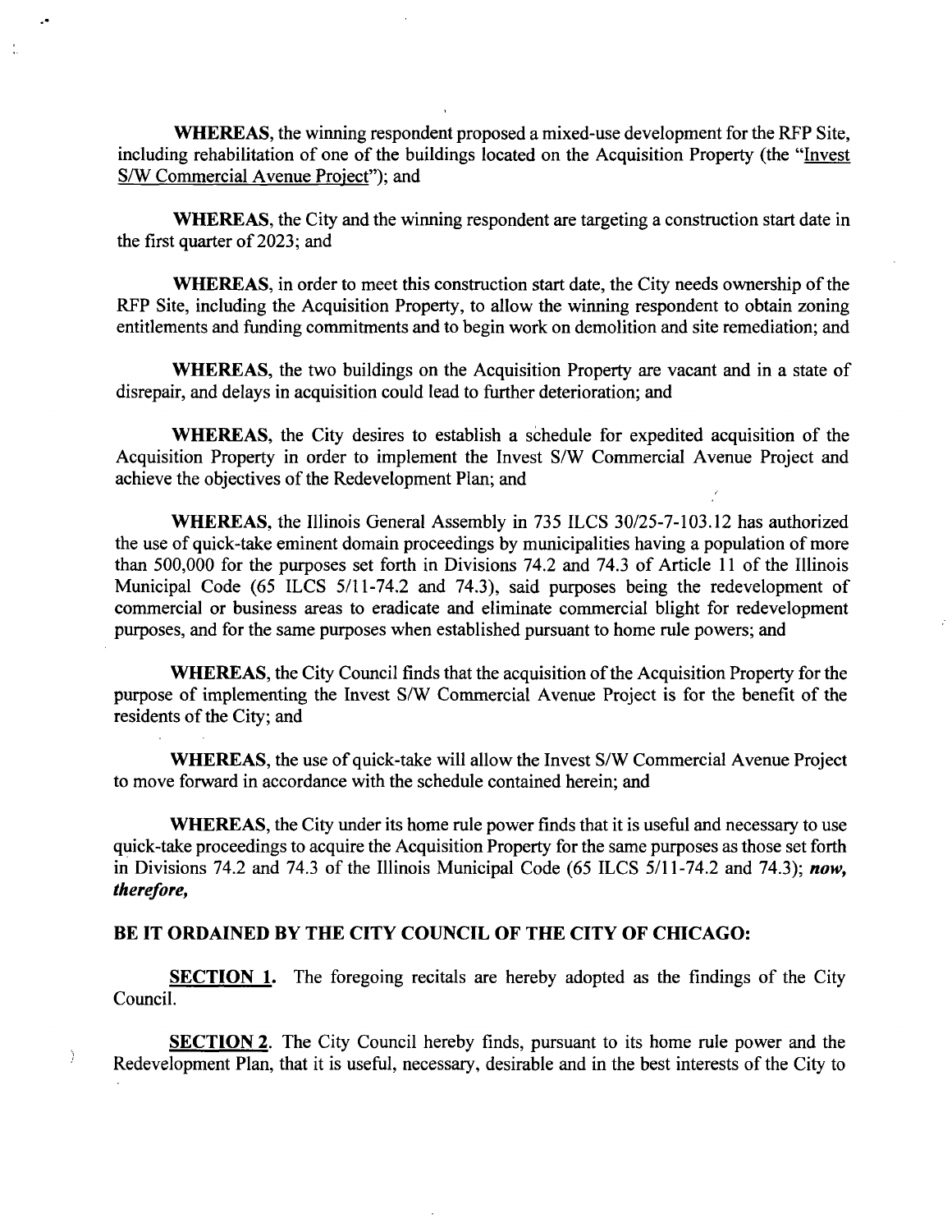**WHEREAS**, the winning respondent proposed a mixed-use development for the RFP Site, including rehabilitation of one of the buildings located on the Acquisition Property (the "Invest S/W Commercial Avenue Project"); and

**WHEREAS**, the City and the winning respondent are targeting a construction start date in the first quarter of 2023; and

**WHEREAS**, in order to meet this construction start date, the City needs ownership of the RFP Site, including the Acquisition Property, to allow the winning respondent to obtain zoning entitlements and funding commitments and to begin work on demolition and site remediation; and

**WHEREAS**, the two buildings on the Acquisition Property are vacant and in a state of disrepair, and delays in acquisition could lead to further deterioration; and

**WHEREAS**, the City desires to establish a schedule for expedited acquisition of the Acquisition Property in order to implement the Invest S/W Commercial Avenue Project and achieve the objectives of the Redevelopment Plan; and

**WHEREAS**, the Illinois General Assembly in 735 ILCS 30/25-7-103.12 has authorized the use of quick-take eminent domain proceedings by municipalities having a population of more than 500,000 for the purposes set forth in Divisions 74.2 and 74.3 of Article 11 of the Illinois Municipal Code (65 ILCS 5/11-74.2 and 74.3), said purposes being the redevelopment of commercial or business areas to eradicate and eliminate commercial blight for redevelopment purposes, and for the same purposes when established pursuant to home rule powers; and

**WHEREAS**, the City Council finds that the acquisition of the Acquisition Property for the purpose of implementing the Invest S/W Commercial Avenue Project is for the benefit of the residents of the City; and

**WHEREAS**, the use of quick-take will allow the Invest S/W Commercial Avenue Project to move forward in accordance with the schedule contained herein; and

**WHEREAS**, the City under its home rule power finds that it is useful and necessary to use quick-take proceedings to acquire the Acquisition Property for the same purposes as those set forth in Divisions 74.2 and 74.3 of the Illinois Municipal Code (65 ILCS 5/11-74.2 and 74.3); ***now, therefore,***

**BE IT ORDAINED BY THE CITY COUNCIL OF THE CITY OF CHICAGO:**

**SECTION 1.** The foregoing recitals are hereby adopted as the findings of the City Council.

**SECTION 2**. The City Council hereby finds, pursuant to its home rule power and the Redevelopment Plan, that it is useful, necessary, desirable and in the best interests of the City to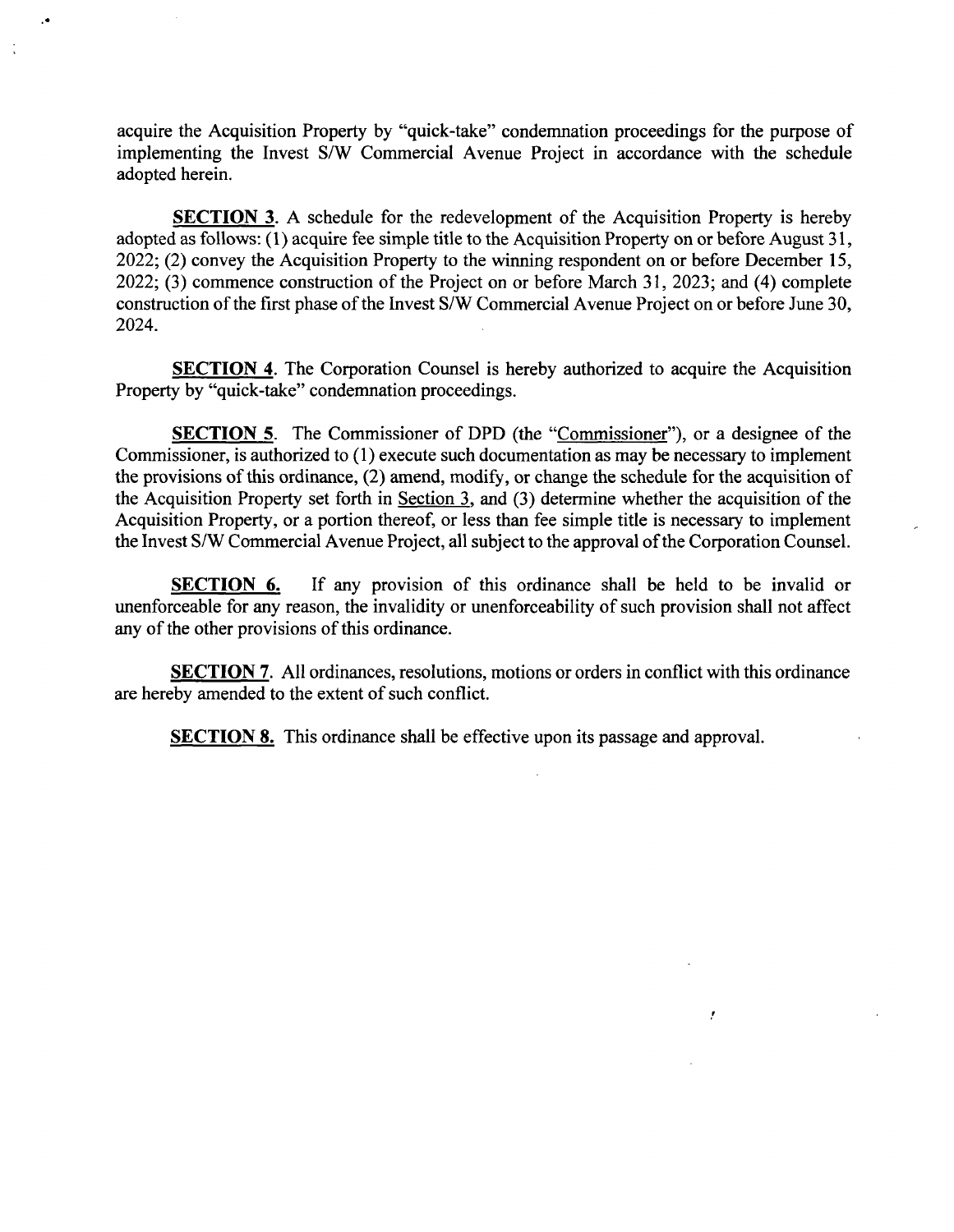acquire the Acquisition Property by "quick-take" condemnation proceedings for the purpose of implementing the Invest S/W Commercial Avenue Project in accordance with the schedule adopted herein.

**SECTION 3**. A schedule for the redevelopment of the Acquisition Property is hereby adopted as follows: (1) acquire fee simple title to the Acquisition Property on or before August 31, 2022; (2) convey the Acquisition Property to the winning respondent on or before December 15, 2022; (3) commence construction of the Project on or before March 31, 2023; and (4) complete construction of the first phase of the Invest S/W Commercial Avenue Project on or before June 30, 2024.

**SECTION 4**. The Corporation Counsel is hereby authorized to acquire the Acquisition Property by "quick-take" condemnation proceedings.

**SECTION 5**. The Commissioner of DPD (the "Commissioner"), or a designee of the Commissioner, is authorized to (1) execute such documentation as may be necessary to implement the provisions of this ordinance, (2) amend, modify, or change the schedule for the acquisition of the Acquisition Property set forth in Section 3, and (3) determine whether the acquisition of the Acquisition Property, or a portion thereof, or less than fee simple title is necessary to implement the Invest S/W Commercial Avenue Project, all subject to the approval of the Corporation Counsel.

**SECTION 6.** If any provision of this ordinance shall be held to be invalid or unenforceable for any reason, the invalidity or unenforceability of such provision shall not affect any of the other provisions of this ordinance.

**SECTION 7**. All ordinances, resolutions, motions or orders in conflict with this ordinance are hereby amended to the extent of such conflict.

**SECTION 8.** This ordinance shall be effective upon its passage and approval.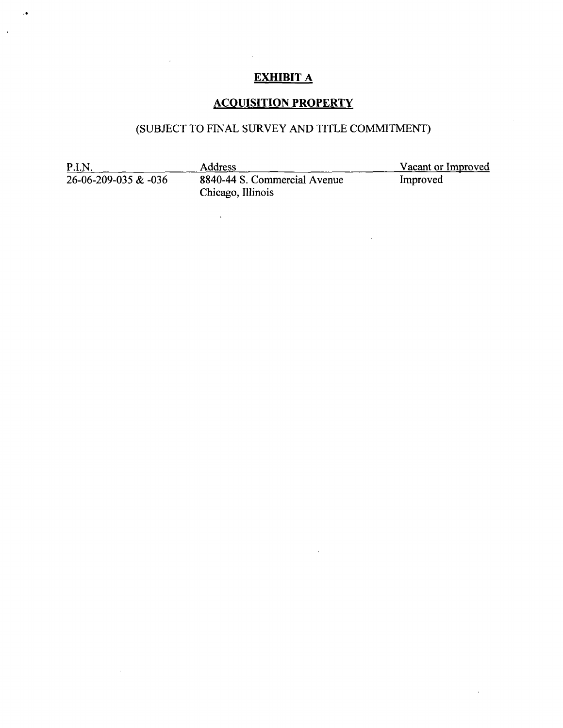# EXHIBIT A

## ACQUISITION PROPERTY

(SUBJECT TO FINAL SURVEY AND TITLE COMMITMENT)

| P.I.N. | Address | Vacant or Improved |
|---|---|---|
| 26-06-209-035 & -036 | 8840-44 S. Commercial Avenue<br>Chicago, Illinois | Improved |